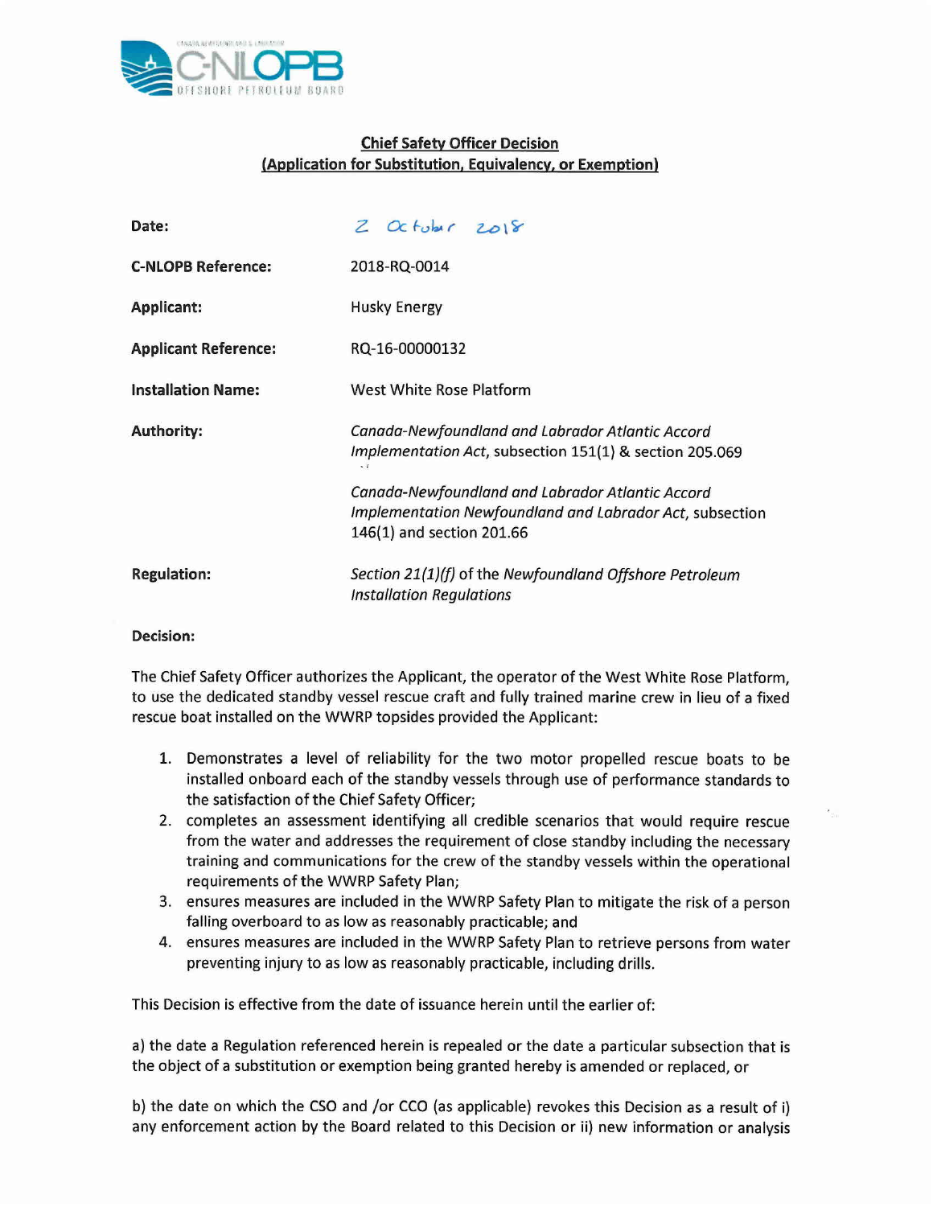## Chief Safety Officer Decision
## (Application for Substitution, Equivalency, or Exemption)

| | |
|---|---|
| **Date:** | 2 October 2018 |
| **C-NLOPB Reference:** | 2018-RQ-0014 |
| **Applicant:** | Husky Energy |
| **Applicant Reference:** | RQ-16-00000132 |
| **Installation Name:** | West White Rose Platform |
| **Authority:** | *Canada-Newfoundland and Labrador Atlantic Accord Implementation Act*, subsection 151(1) & section 205.069<br><br>*Canada-Newfoundland and Labrador Atlantic Accord Implementation Newfoundland and Labrador Act*, subsection 146(1) and section 201.66 |
| **Regulation:** | *Section 21(1)(f)* of the *Newfoundland Offshore Petroleum Installation Regulations* |

**Decision:**

The Chief Safety Officer authorizes the Applicant, the operator of the West White Rose Platform, to use the dedicated standby vessel rescue craft and fully trained marine crew in lieu of a fixed rescue boat installed on the WWRP topsides provided the Applicant:

1. Demonstrates a level of reliability for the two motor propelled rescue boats to be installed onboard each of the standby vessels through use of performance standards to the satisfaction of the Chief Safety Officer;
2. completes an assessment identifying all credible scenarios that would require rescue from the water and addresses the requirement of close standby including the necessary training and communications for the crew of the standby vessels within the operational requirements of the WWRP Safety Plan;
3. ensures measures are included in the WWRP Safety Plan to mitigate the risk of a person falling overboard to as low as reasonably practicable; and
4. ensures measures are included in the WWRP Safety Plan to retrieve persons from water preventing injury to as low as reasonably practicable, including drills.

This Decision is effective from the date of issuance herein until the earlier of:

a) the date a Regulation referenced herein is repealed or the date a particular subsection that is the object of a substitution or exemption being granted hereby is amended or replaced, or

b) the date on which the CSO and /or CCO (as applicable) revokes this Decision as a result of i) any enforcement action by the Board related to this Decision or ii) new information or analysis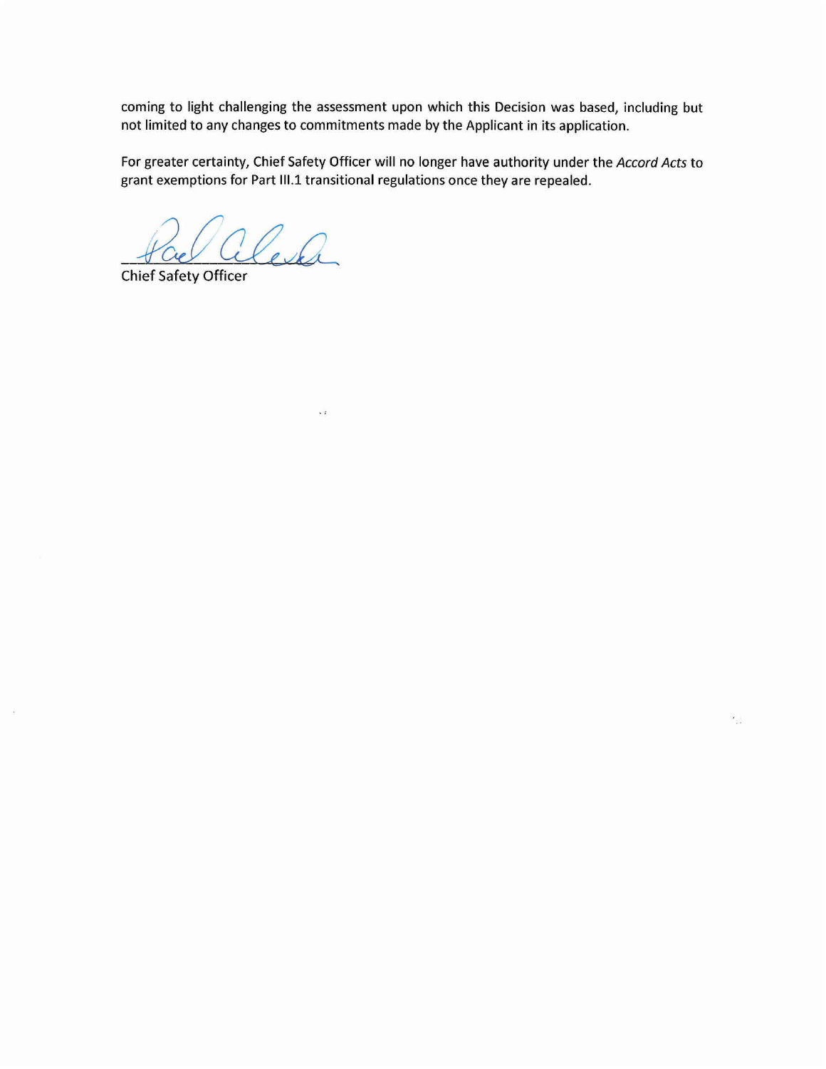coming to light challenging the assessment upon which this Decision was based, including but not limited to any changes to commitments made by the Applicant in its application.

For greater certainty, Chief Safety Officer will no longer have authority under the *Accord Acts* to grant exemptions for Part III.1 transitional regulations once they are repealed.

Chief Safety Officer